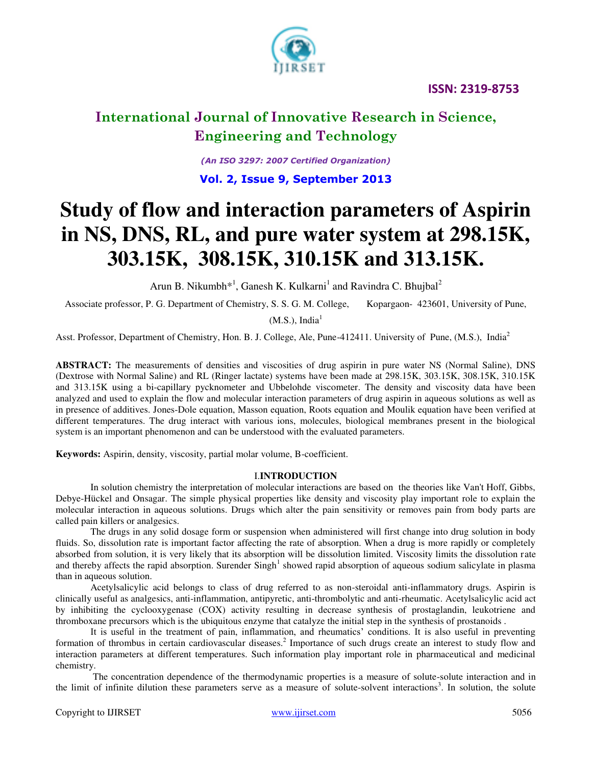# International Journal of Innovative Research in Science, Engineering and Technology

*(An ISO 3297: 2007 Certified Organization)*

**Vol. 2, Issue 9, September 2013**

# Study of flow and interaction parameters of Aspirin in NS, DNS, RL, and pure water system at 298.15K, 303.15K, 308.15K, 310.15K and 313.15K.

Arun B. Nikumbh*[1], Ganesh K. Kulkarni[1] and Ravindra C. Bhujbal[2]

Associate professor, P. G. Department of Chemistry, S. S. G. M. College, Kopargaon- 423601, University of Pune, (M.S.), India[1]

Asst. Professor, Department of Chemistry, Hon. B. J. College, Ale, Pune-412411. University of Pune, (M.S.), India[2]

**ABSTRACT:** The measurements of densities and viscosities of drug aspirin in pure water NS (Normal Saline), DNS (Dextrose with Normal Saline) and RL (Ringer lactate) systems have been made at 298.15K, 303.15K, 308.15K, 310.15K and 313.15K using a bi-capillary pycknometer and Ubbelohde viscometer. The density and viscosity data have been analyzed and used to explain the flow and molecular interaction parameters of drug aspirin in aqueous solutions as well as in presence of additives. Jones-Dole equation, Masson equation, Roots equation and Moulik equation have been verified at different temperatures. The drug interact with various ions, molecules, biological membranes present in the biological system is an important phenomenon and can be understood with the evaluated parameters.

**Keywords:** Aspirin, density, viscosity, partial molar volume, B-coefficient.

## I. INTRODUCTION

In solution chemistry the interpretation of molecular interactions are based on the theories like Van't Hoff, Gibbs, Debye-Hückel and Onsagar. The simple physical properties like density and viscosity play important role to explain the molecular interaction in aqueous solutions. Drugs which alter the pain sensitivity or removes pain from body parts are called pain killers or analgesics.

The drugs in any solid dosage form or suspension when administered will first change into drug solution in body fluids. So, dissolution rate is important factor affecting the rate of absorption. When a drug is more rapidly or completely absorbed from solution, it is very likely that its absorption will be dissolution limited. Viscosity limits the dissolution rate and thereby affects the rapid absorption. Surender Singh[1] showed rapid absorption of aqueous sodium salicylate in plasma than in aqueous solution.

Acetylsalicylic acid belongs to class of drug referred to as non-steroidal anti-inflammatory drugs. Aspirin is clinically useful as analgesics, anti-inflammation, antipyretic, anti-thrombolytic and anti-rheumatic. Acetylsalicylic acid act by inhibiting the cyclooxygenase (COX) activity resulting in decrease synthesis of prostaglandin, leukotriene and thromboxane precursors which is the ubiquitous enzyme that catalyze the initial step in the synthesis of prostanoids .

It is useful in the treatment of pain, inflammation, and rheumatics' conditions. It is also useful in preventing formation of thrombus in certain cardiovascular diseases.[2] Importance of such drugs create an interest to study flow and interaction parameters at different temperatures. Such information play important role in pharmaceutical and medicinal chemistry.

The concentration dependence of the thermodynamic properties is a measure of solute-solute interaction and in the limit of infinite dilution these parameters serve as a measure of solute-solvent interactions[3]. In solution, the solute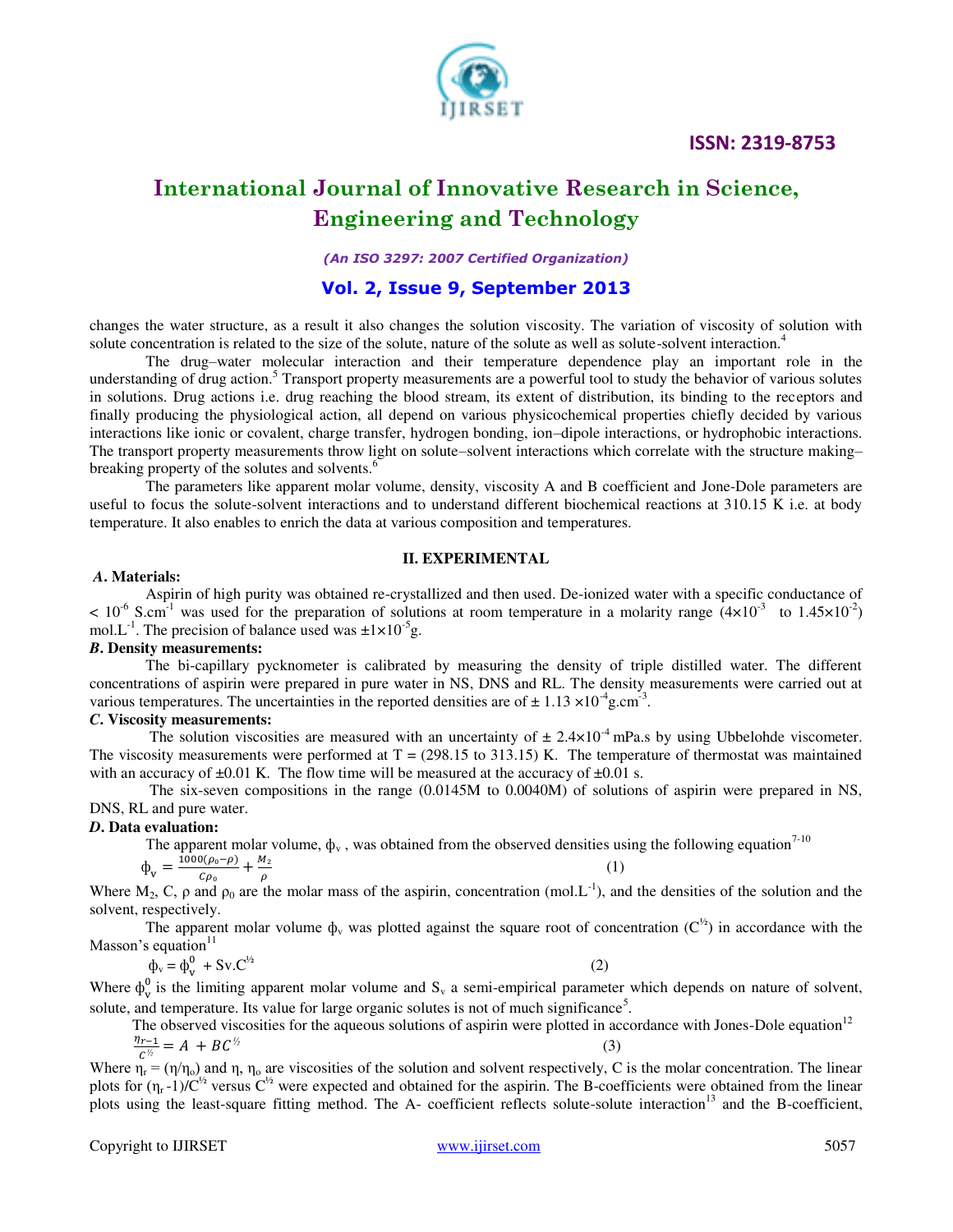changes the water structure, as a result it also changes the solution viscosity. The variation of viscosity of solution with solute concentration is related to the size of the solute, nature of the solute as well as solute-solvent interaction.[4]

The drug–water molecular interaction and their temperature dependence play an important role in the understanding of drug action.[5] Transport property measurements are a powerful tool to study the behavior of various solutes in solutions. Drug actions i.e. drug reaching the blood stream, its extent of distribution, its binding to the receptors and finally producing the physiological action, all depend on various physicochemical properties chiefly decided by various interactions like ionic or covalent, charge transfer, hydrogen bonding, ion–dipole interactions, or hydrophobic interactions. The transport property measurements throw light on solute–solvent interactions which correlate with the structure making–breaking property of the solutes and solvents.[6]

The parameters like apparent molar volume, density, viscosity A and B coefficient and Jone-Dole parameters are useful to focus the solute-solvent interactions and to understand different biochemical reactions at 310.15 K i.e. at body temperature. It also enables to enrich the data at various composition and temperatures.

## II. EXPERIMENTAL

### *A*. Materials:

Aspirin of high purity was obtained re-crystallized and then used. De-ionized water with a specific conductance of $< 10^{-6}$ $S.cm^{-1}$ was used for the preparation of solutions at room temperature in a molarity range ($4\times10^{-3}$ to $1.45\times10^{-2}$) $mol.L^{-1}$. The precision of balance used was $\pm1\times10^{-5}$g.

### *B*. Density measurements:

The bi-capillary pycknometer is calibrated by measuring the density of triple distilled water. The different concentrations of aspirin were prepared in pure water in NS, DNS and RL. The density measurements were carried out at various temperatures. The uncertainties in the reported densities are of $\pm$ 1.13 $\times10^{-4}$$g.cm^{-3}$.

### *C*. Viscosity measurements:

The solution viscosities are measured with an uncertainty of $\pm$ $2.4\times10^{-4}$ mPa.s by using Ubbelohde viscometer. The viscosity measurements were performed at T = (298.15 to 313.15) K. The temperature of thermostat was maintained with an accuracy of ±0.01 K. The flow time will be measured at the accuracy of ±0.01 s.

The six-seven compositions in the range (0.0145M to 0.0040M) of solutions of aspirin were prepared in NS, DNS, RL and pure water.

### *D*. Data evaluation:

The apparent molar volume, $\phi_v$ , was obtained from the observed densities using the following equation[7-10]

$$\phi_v = \frac{1000(\rho_0 - \rho)}{C\rho_0} + \frac{M_2}{\rho} \tag{1}$$

Where $M_2$, C, $\rho$ and $\rho_0$ are the molar mass of the aspirin, concentration ($mol.L^{-1}$), and the densities of the solution and the solvent, respectively.

The apparent molar volume $\phi_v$ was plotted against the square root of concentration ($C^{1/2}$) in accordance with the Masson's equation[11]

$$\phi_v = \phi_v^0 + S_v.C^{1/2} \tag{2}$$

Where $\phi_v^0$ is the limiting apparent molar volume and $S_v$ a semi-empirical parameter which depends on nature of solvent, solute, and temperature. Its value for large organic solutes is not of much significance[5].

The observed viscosities for the aqueous solutions of aspirin were plotted in accordance with Jones-Dole equation[12]

$$\frac{\eta_{r-1}}{C^{1/2}} = A + BC^{1/2} \tag{3}$$

Where $\eta_r = (\eta/\eta_o)$ and $\eta$, $\eta_o$ are viscosities of the solution and solvent respectively, C is the molar concentration. The linear plots for $(\eta_r - 1)/C^{1/2}$ versus $C^{1/2}$ were expected and obtained for the aspirin. The B-coefficients were obtained from the linear plots using the least-square fitting method. The A- coefficient reflects solute-solute interaction[13] and the B-coefficient,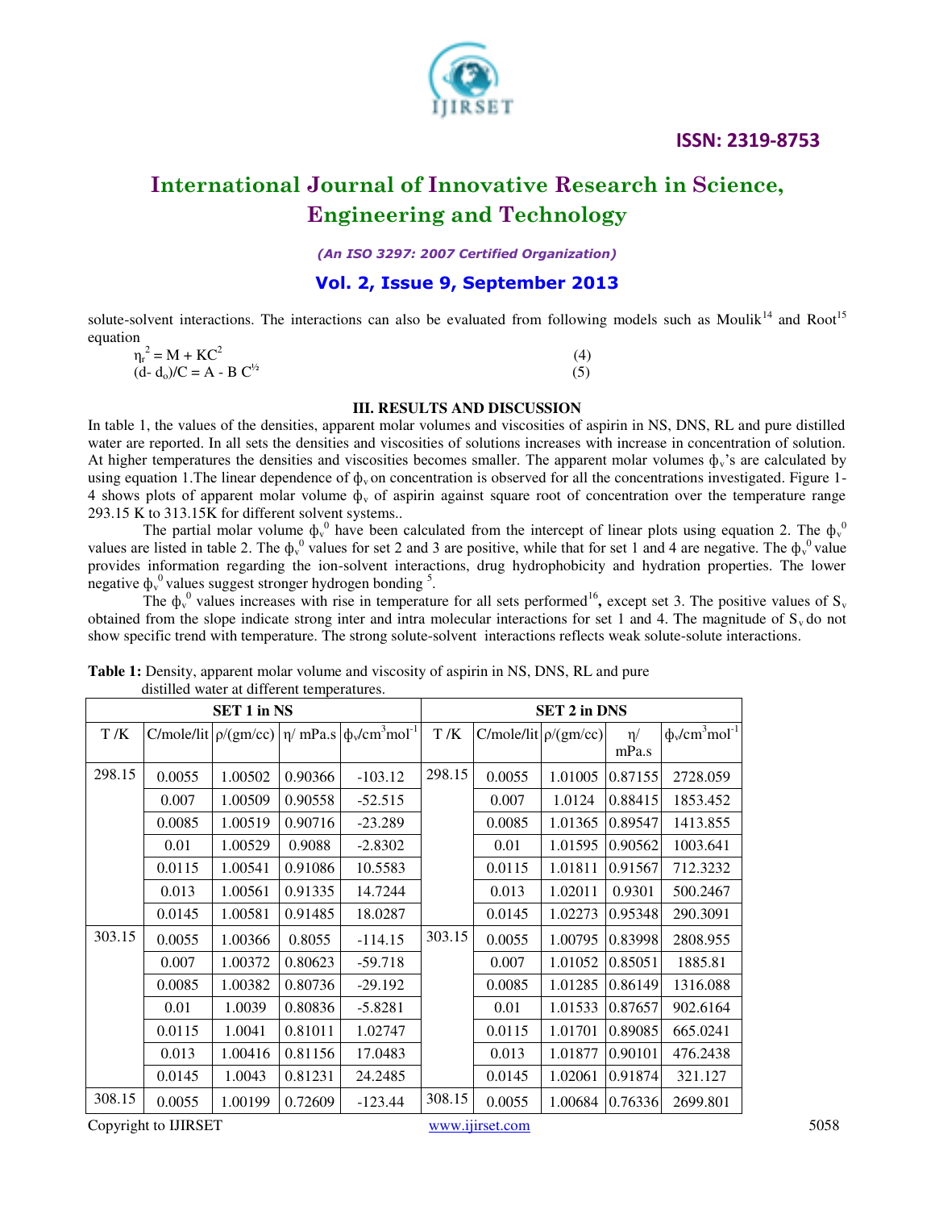solute-solvent interactions. The interactions can also be evaluated from following models such as Moulik[14] and Root[15] equation

$$\eta_r^2 = M + KC^2 \quad (4)$$

$$(d - d_o)/C = A - B\,C^{1/2} \quad (5)$$

### III. RESULTS AND DISCUSSION

In table 1, the values of the densities, apparent molar volumes and viscosities of aspirin in NS, DNS, RL and pure distilled water are reported. In all sets the densities and viscosities of solutions increases with increase in concentration of solution. At higher temperatures the densities and viscosities becomes smaller. The apparent molar volumes $\phi_v$'s are calculated by using equation 1.The linear dependence of $\phi_v$ on concentration is observed for all the concentrations investigated. Figure 1-4 shows plots of apparent molar volume $\phi_v$ of aspirin against square root of concentration over the temperature range 293.15 K to 313.15K for different solvent systems..

The partial molar volume $\phi_v^0$ have been calculated from the intercept of linear plots using equation 2. The $\phi_v^0$ values are listed in table 2. The $\phi_v^0$ values for set 2 and 3 are positive, while that for set 1 and 4 are negative. The $\phi_v^0$ value provides information regarding the ion-solvent interactions, drug hydrophobicity and hydration properties. The lower negative $\phi_v^0$ values suggest stronger hydrogen bonding [5].

The $\phi_v^0$ values increases with rise in temperature for all sets performed[16], except set 3. The positive values of $S_v$ obtained from the slope indicate strong inter and intra molecular interactions for set 1 and 4. The magnitude of $S_v$ do not show specific trend with temperature. The strong solute-solvent interactions reflects weak solute-solute interactions.

**Table 1:** Density, apparent molar volume and viscosity of aspirin in NS, DNS, RL and pure distilled water at different temperatures.

| SET 1 in NS | | | | | SET 2 in DNS | | | | |
|---|---|---|---|---|---|---|---|---|---|
| T /K | C/mole/lit | ρ/(gm/cc) | η/ mPa.s | $\phi_v$/cm$^3$mol$^{-1}$ | T /K | C/mole/lit | ρ/(gm/cc) | η/ mPa.s | $\phi_v$/cm$^3$mol$^{-1}$ |
| 298.15 | 0.0055 | 1.00502 | 0.90366 | -103.12 | 298.15 | 0.0055 | 1.01005 | 0.87155 | 2728.059 |
| | 0.007 | 1.00509 | 0.90558 | -52.515 | | 0.007 | 1.0124 | 0.88415 | 1853.452 |
| | 0.0085 | 1.00519 | 0.90716 | -23.289 | | 0.0085 | 1.01365 | 0.89547 | 1413.855 |
| | 0.01 | 1.00529 | 0.9088 | -2.8302 | | 0.01 | 1.01595 | 0.90562 | 1003.641 |
| | 0.0115 | 1.00541 | 0.91086 | 10.5583 | | 0.0115 | 1.01811 | 0.91567 | 712.3232 |
| | 0.013 | 1.00561 | 0.91335 | 14.7244 | | 0.013 | 1.02011 | 0.9301 | 500.2467 |
| | 0.0145 | 1.00581 | 0.91485 | 18.0287 | | 0.0145 | 1.02273 | 0.95348 | 290.3091 |
| 303.15 | 0.0055 | 1.00366 | 0.8055 | -114.15 | 303.15 | 0.0055 | 1.00795 | 0.83998 | 2808.955 |
| | 0.007 | 1.00372 | 0.80623 | -59.718 | | 0.007 | 1.01052 | 0.85051 | 1885.81 |
| | 0.0085 | 1.00382 | 0.80736 | -29.192 | | 0.0085 | 1.01285 | 0.86149 | 1316.088 |
| | 0.01 | 1.0039 | 0.80836 | -5.8281 | | 0.01 | 1.01533 | 0.87657 | 902.6164 |
| | 0.0115 | 1.0041 | 0.81011 | 1.02747 | | 0.0115 | 1.01701 | 0.89085 | 665.0241 |
| | 0.013 | 1.00416 | 0.81156 | 17.0483 | | 0.013 | 1.01877 | 0.90101 | 476.2438 |
| | 0.0145 | 1.0043 | 0.81231 | 24.2485 | | 0.0145 | 1.02061 | 0.91874 | 321.127 |
| 308.15 | 0.0055 | 1.00199 | 0.72609 | -123.44 | 308.15 | 0.0055 | 1.00684 | 0.76336 | 2699.801 |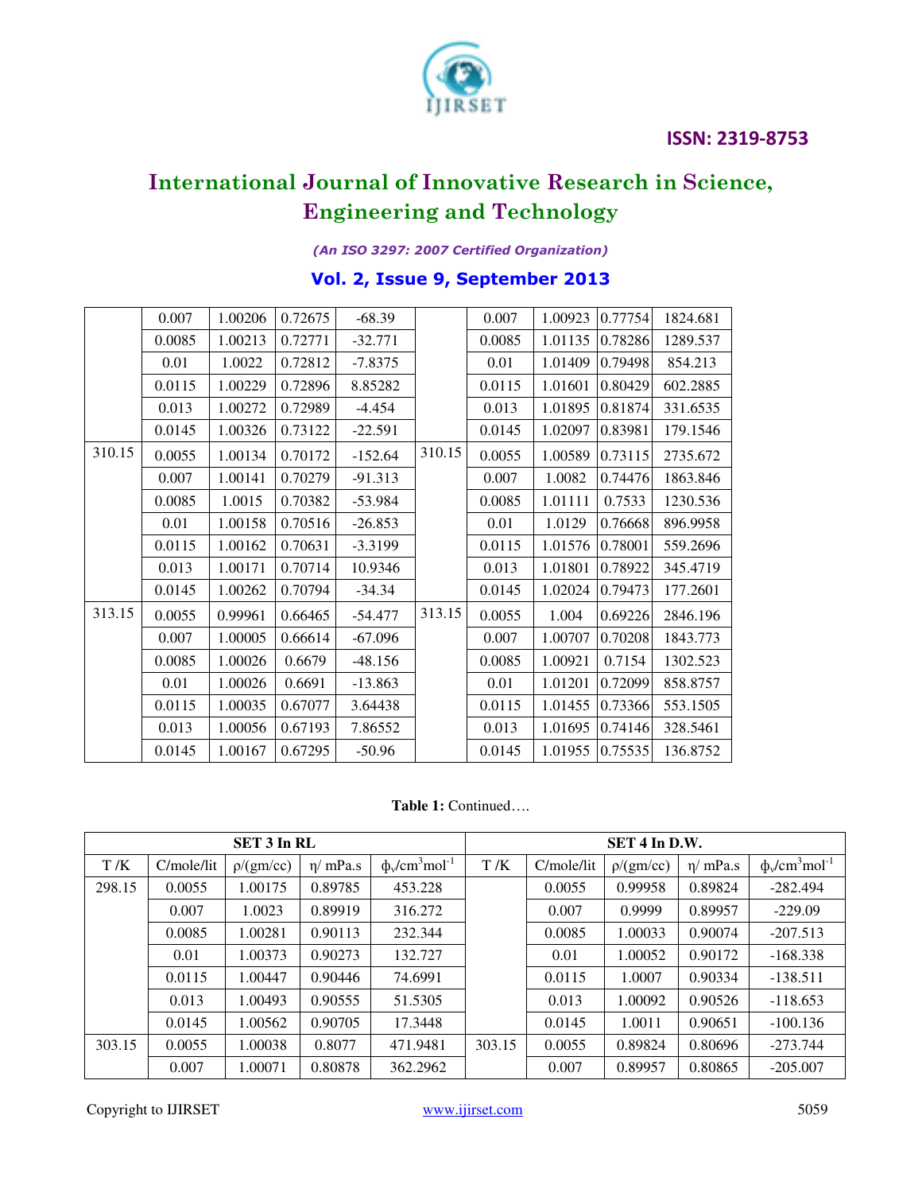| | | | | | | | | | |
|---|---|---|---|---|---|---|---|---|---|
| | 0.007 | 1.00206 | 0.72675 | -68.39 | | 0.007 | 1.00923 | 0.77754 | 1824.681 |
| | 0.0085 | 1.00213 | 0.72771 | -32.771 | | 0.0085 | 1.01135 | 0.78286 | 1289.537 |
| | 0.01 | 1.0022 | 0.72812 | -7.8375 | | 0.01 | 1.01409 | 0.79498 | 854.213 |
| | 0.0115 | 1.00229 | 0.72896 | 8.85282 | | 0.0115 | 1.01601 | 0.80429 | 602.2885 |
| | 0.013 | 1.00272 | 0.72989 | -4.454 | | 0.013 | 1.01895 | 0.81874 | 331.6535 |
| | 0.0145 | 1.00326 | 0.73122 | -22.591 | | 0.0145 | 1.02097 | 0.83981 | 179.1546 |
| 310.15 | 0.0055 | 1.00134 | 0.70172 | -152.64 | 310.15 | 0.0055 | 1.00589 | 0.73115 | 2735.672 |
| | 0.007 | 1.00141 | 0.70279 | -91.313 | | 0.007 | 1.0082 | 0.74476 | 1863.846 |
| | 0.0085 | 1.0015 | 0.70382 | -53.984 | | 0.0085 | 1.01111 | 0.7533 | 1230.536 |
| | 0.01 | 1.00158 | 0.70516 | -26.853 | | 0.01 | 1.0129 | 0.76668 | 896.9958 |
| | 0.0115 | 1.00162 | 0.70631 | -3.3199 | | 0.0115 | 1.01576 | 0.78001 | 559.2696 |
| | 0.013 | 1.00171 | 0.70714 | 10.9346 | | 0.013 | 1.01801 | 0.78922 | 345.4719 |
| | 0.0145 | 1.00262 | 0.70794 | -34.34 | | 0.0145 | 1.02024 | 0.79473 | 177.2601 |
| 313.15 | 0.0055 | 0.99961 | 0.66465 | -54.477 | 313.15 | 0.0055 | 1.004 | 0.69226 | 2846.196 |
| | 0.007 | 1.00005 | 0.66614 | -67.096 | | 0.007 | 1.00707 | 0.70208 | 1843.773 |
| | 0.0085 | 1.00026 | 0.6679 | -48.156 | | 0.0085 | 1.00921 | 0.7154 | 1302.523 |
| | 0.01 | 1.00026 | 0.6691 | -13.863 | | 0.01 | 1.01201 | 0.72099 | 858.8757 |
| | 0.0115 | 1.00035 | 0.67077 | 3.64438 | | 0.0115 | 1.01455 | 0.73366 | 553.1505 |
| | 0.013 | 1.00056 | 0.67193 | 7.86552 | | 0.013 | 1.01695 | 0.74146 | 328.5461 |
| | 0.0145 | 1.00167 | 0.67295 | -50.96 | | 0.0145 | 1.01955 | 0.75535 | 136.8752 |

**Table 1:** Continued….

| SET 3 In RL | | | | | SET 4 In D.W. | | | | |
|---|---|---|---|---|---|---|---|---|---|
| T /K | C/mole/lit | ρ/(gm/cc) | η/ mPa.s | $\phi_v$/cm$^3$mol$^{-1}$ | T /K | C/mole/lit | ρ/(gm/cc) | η/ mPa.s | $\phi_v$/cm$^3$mol$^{-1}$ |
| 298.15 | 0.0055 | 1.00175 | 0.89785 | 453.228 | | 0.0055 | 0.99958 | 0.89824 | -282.494 |
| | 0.007 | 1.0023 | 0.89919 | 316.272 | | 0.007 | 0.9999 | 0.89957 | -229.09 |
| | 0.0085 | 1.00281 | 0.90113 | 232.344 | | 0.0085 | 1.00033 | 0.90074 | -207.513 |
| | 0.01 | 1.00373 | 0.90273 | 132.727 | | 0.01 | 1.00052 | 0.90172 | -168.338 |
| | 0.0115 | 1.00447 | 0.90446 | 74.6991 | | 0.0115 | 1.0007 | 0.90334 | -138.511 |
| | 0.013 | 1.00493 | 0.90555 | 51.5305 | | 0.013 | 1.00092 | 0.90526 | -118.653 |
| | 0.0145 | 1.00562 | 0.90705 | 17.3448 | | 0.0145 | 1.0011 | 0.90651 | -100.136 |
| 303.15 | 0.0055 | 1.00038 | 0.8077 | 471.9481 | 303.15 | 0.0055 | 0.89824 | 0.80696 | -273.744 |
| | 0.007 | 1.00071 | 0.80878 | 362.2962 | | 0.007 | 0.89957 | 0.80865 | -205.007 |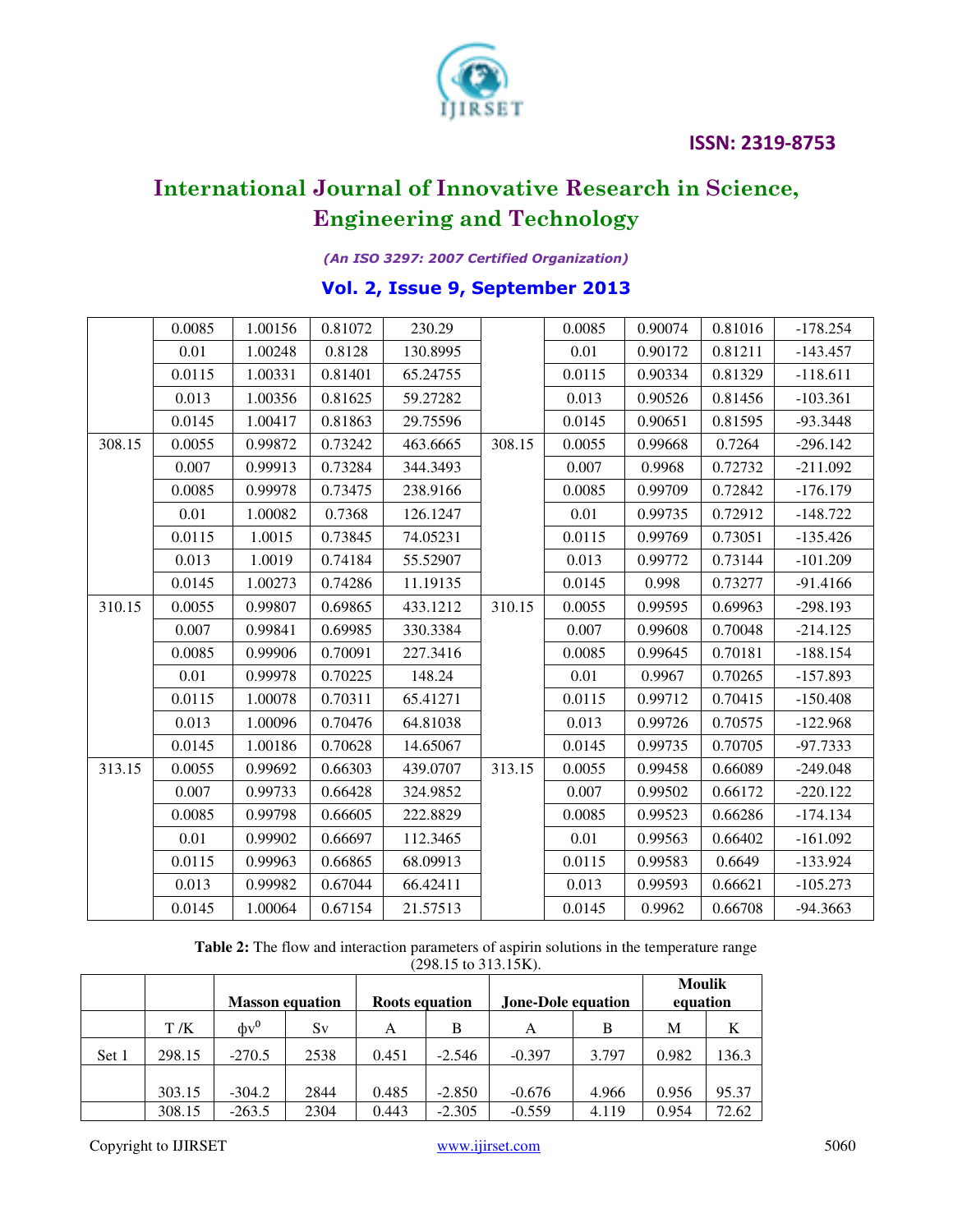|  |  |  |  |  |  |  |  |  |  |
|---|---|---|---|---|---|---|---|---|---|
|  | 0.0085 | 1.00156 | 0.81072 | 230.29 |  | 0.0085 | 0.90074 | 0.81016 | -178.254 |
|  | 0.01 | 1.00248 | 0.8128 | 130.8995 |  | 0.01 | 0.90172 | 0.81211 | -143.457 |
|  | 0.0115 | 1.00331 | 0.81401 | 65.24755 |  | 0.0115 | 0.90334 | 0.81329 | -118.611 |
|  | 0.013 | 1.00356 | 0.81625 | 59.27282 |  | 0.013 | 0.90526 | 0.81456 | -103.361 |
|  | 0.0145 | 1.00417 | 0.81863 | 29.75596 |  | 0.0145 | 0.90651 | 0.81595 | -93.3448 |
| 308.15 | 0.0055 | 0.99872 | 0.73242 | 463.6665 | 308.15 | 0.0055 | 0.99668 | 0.7264 | -296.142 |
|  | 0.007 | 0.99913 | 0.73284 | 344.3493 |  | 0.007 | 0.9968 | 0.72732 | -211.092 |
|  | 0.0085 | 0.99978 | 0.73475 | 238.9166 |  | 0.0085 | 0.99709 | 0.72842 | -176.179 |
|  | 0.01 | 1.00082 | 0.7368 | 126.1247 |  | 0.01 | 0.99735 | 0.72912 | -148.722 |
|  | 0.0115 | 1.0015 | 0.73845 | 74.05231 |  | 0.0115 | 0.99769 | 0.73051 | -135.426 |
|  | 0.013 | 1.0019 | 0.74184 | 55.52907 |  | 0.013 | 0.99772 | 0.73144 | -101.209 |
|  | 0.0145 | 1.00273 | 0.74286 | 11.19135 |  | 0.0145 | 0.998 | 0.73277 | -91.4166 |
| 310.15 | 0.0055 | 0.99807 | 0.69865 | 433.1212 | 310.15 | 0.0055 | 0.99595 | 0.69963 | -298.193 |
|  | 0.007 | 0.99841 | 0.69985 | 330.3384 |  | 0.007 | 0.99608 | 0.70048 | -214.125 |
|  | 0.0085 | 0.99906 | 0.70091 | 227.3416 |  | 0.0085 | 0.99645 | 0.70181 | -188.154 |
|  | 0.01 | 0.99978 | 0.70225 | 148.24 |  | 0.01 | 0.9967 | 0.70265 | -157.893 |
|  | 0.0115 | 1.00078 | 0.70311 | 65.41271 |  | 0.0115 | 0.99712 | 0.70415 | -150.408 |
|  | 0.013 | 1.00096 | 0.70476 | 64.81038 |  | 0.013 | 0.99726 | 0.70575 | -122.968 |
|  | 0.0145 | 1.00186 | 0.70628 | 14.65067 |  | 0.0145 | 0.99735 | 0.70705 | -97.7333 |
| 313.15 | 0.0055 | 0.99692 | 0.66303 | 439.0707 | 313.15 | 0.0055 | 0.99458 | 0.66089 | -249.048 |
|  | 0.007 | 0.99733 | 0.66428 | 324.9852 |  | 0.007 | 0.99502 | 0.66172 | -220.122 |
|  | 0.0085 | 0.99798 | 0.66605 | 222.8829 |  | 0.0085 | 0.99523 | 0.66286 | -174.134 |
|  | 0.01 | 0.99902 | 0.66697 | 112.3465 |  | 0.01 | 0.99563 | 0.66402 | -161.092 |
|  | 0.0115 | 0.99963 | 0.66865 | 68.09913 |  | 0.0115 | 0.99583 | 0.6649 | -133.924 |
|  | 0.013 | 0.99982 | 0.67044 | 66.42411 |  | 0.013 | 0.99593 | 0.66621 | -105.273 |
|  | 0.0145 | 1.00064 | 0.67154 | 21.57513 |  | 0.0145 | 0.9962 | 0.66708 | -94.3663 |

**Table 2:** The flow and interaction parameters of aspirin solutions in the temperature range (298.15 to 313.15K).

|  |  | Masson equation |  | Roots equation |  | Jone-Dole equation |  | Moulik equation |  |
|---|---|---|---|---|---|---|---|---|---|
|  | T /K | $\phi v^0$ | Sv | A | B | A | B | M | K |
| Set 1 | 298.15 | -270.5 | 2538 | 0.451 | -2.546 | -0.397 | 3.797 | 0.982 | 136.3 |
|  | 303.15 | -304.2 | 2844 | 0.485 | -2.850 | -0.676 | 4.966 | 0.956 | 95.37 |
|  | 308.15 | -263.5 | 2304 | 0.443 | -2.305 | -0.559 | 4.119 | 0.954 | 72.62 |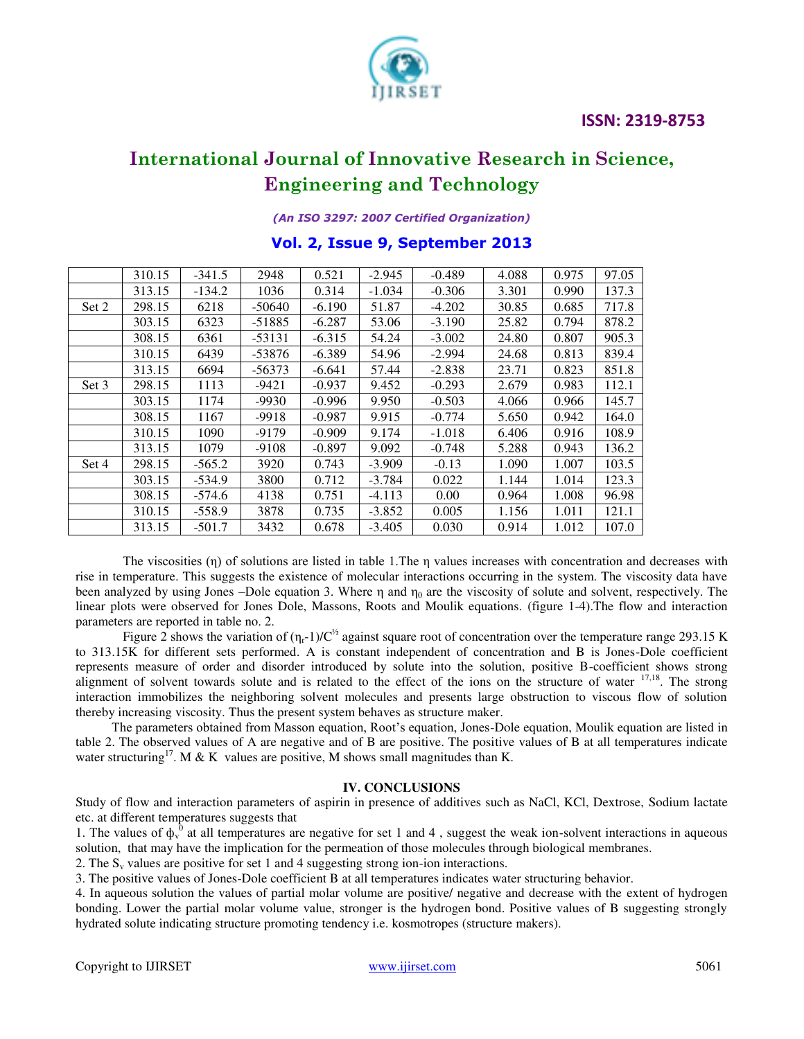|  | 310.15 | -341.5 | 2948 | 0.521 | -2.945 | -0.489 | 4.088 | 0.975 | 97.05 |
|---|---|---|---|---|---|---|---|---|---|
|  | 313.15 | -134.2 | 1036 | 0.314 | -1.034 | -0.306 | 3.301 | 0.990 | 137.3 |
| Set 2 | 298.15 | 6218 | -50640 | -6.190 | 51.87 | -4.202 | 30.85 | 0.685 | 717.8 |
|  | 303.15 | 6323 | -51885 | -6.287 | 53.06 | -3.190 | 25.82 | 0.794 | 878.2 |
|  | 308.15 | 6361 | -53131 | -6.315 | 54.24 | -3.002 | 24.80 | 0.807 | 905.3 |
|  | 310.15 | 6439 | -53876 | -6.389 | 54.96 | -2.994 | 24.68 | 0.813 | 839.4 |
|  | 313.15 | 6694 | -56373 | -6.641 | 57.44 | -2.838 | 23.71 | 0.823 | 851.8 |
| Set 3 | 298.15 | 1113 | -9421 | -0.937 | 9.452 | -0.293 | 2.679 | 0.983 | 112.1 |
|  | 303.15 | 1174 | -9930 | -0.996 | 9.950 | -0.503 | 4.066 | 0.966 | 145.7 |
|  | 308.15 | 1167 | -9918 | -0.987 | 9.915 | -0.774 | 5.650 | 0.942 | 164.0 |
|  | 310.15 | 1090 | -9179 | -0.909 | 9.174 | -1.018 | 6.406 | 0.916 | 108.9 |
|  | 313.15 | 1079 | -9108 | -0.897 | 9.092 | -0.748 | 5.288 | 0.943 | 136.2 |
| Set 4 | 298.15 | -565.2 | 3920 | 0.743 | -3.909 | -0.13 | 1.090 | 1.007 | 103.5 |
|  | 303.15 | -534.9 | 3800 | 0.712 | -3.784 | 0.022 | 1.144 | 1.014 | 123.3 |
|  | 308.15 | -574.6 | 4138 | 0.751 | -4.113 | 0.00 | 0.964 | 1.008 | 96.98 |
|  | 310.15 | -558.9 | 3878 | 0.735 | -3.852 | 0.005 | 1.156 | 1.011 | 121.1 |
|  | 313.15 | -501.7 | 3432 | 0.678 | -3.405 | 0.030 | 0.914 | 1.012 | 107.0 |

The viscosities ($\eta$) of solutions are listed in table 1.The $\eta$ values increases with concentration and decreases with rise in temperature. This suggests the existence of molecular interactions occurring in the system. The viscosity data have been analyzed by using Jones –Dole equation 3. Where $\eta$ and $\eta_0$ are the viscosity of solute and solvent, respectively. The linear plots were observed for Jones Dole, Massons, Roots and Moulik equations. (figure 1-4).The flow and interaction parameters are reported in table no. 2.

Figure 2 shows the variation of $(\eta_r\text{-}1)/C^{½}$ against square root of concentration over the temperature range 293.15 K to 313.15K for different sets performed. A is constant independent of concentration and B is Jones-Dole coefficient represents measure of order and disorder introduced by solute into the solution, positive B-coefficient shows strong alignment of solvent towards solute and is related to the effect of the ions on the structure of water [17,18]. The strong interaction immobilizes the neighboring solvent molecules and presents large obstruction to viscous flow of solution thereby increasing viscosity. Thus the present system behaves as structure maker.

The parameters obtained from Masson equation, Root's equation, Jones-Dole equation, Moulik equation are listed in table 2. The observed values of A are negative and of B are positive. The positive values of B at all temperatures indicate water structuring[17]. M & K values are positive, M shows small magnitudes than K.

## IV. CONCLUSIONS

Study of flow and interaction parameters of aspirin in presence of additives such as NaCl, KCl, Dextrose, Sodium lactate etc. at different temperatures suggests that

1. The values of $\phi_v^0$ at all temperatures are negative for set 1 and 4 , suggest the weak ion-solvent interactions in aqueous solution, that may have the implication for the permeation of those molecules through biological membranes.
2. The $S_v$ values are positive for set 1 and 4 suggesting strong ion-ion interactions.
3. The positive values of Jones-Dole coefficient B at all temperatures indicates water structuring behavior.
4. In aqueous solution the values of partial molar volume are positive/ negative and decrease with the extent of hydrogen bonding. Lower the partial molar volume value, stronger is the hydrogen bond. Positive values of B suggesting strongly hydrated solute indicating structure promoting tendency i.e. kosmotropes (structure makers).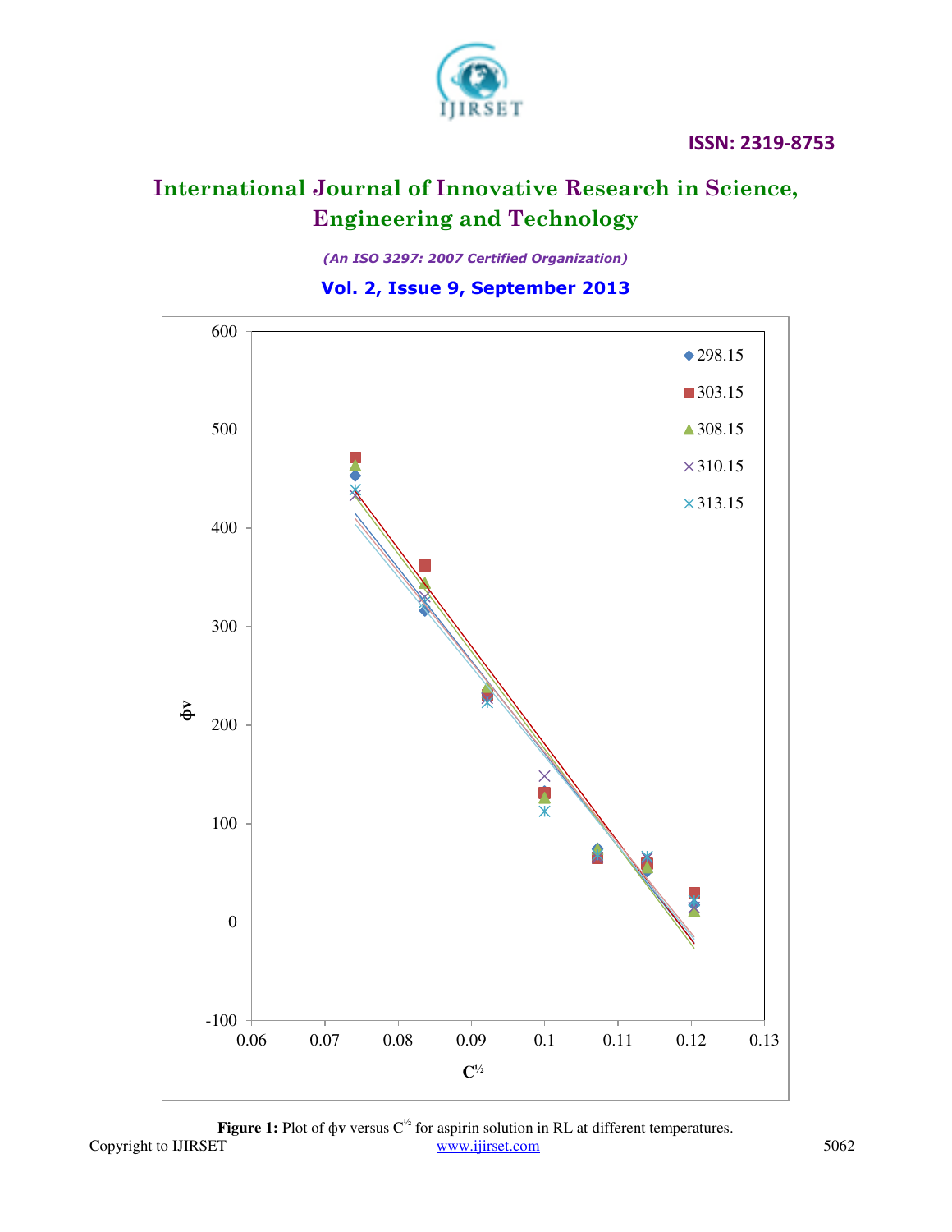Figure 1: Plot of $\phi_v$ versus $C^{1/2}$ for aspirin solution in RL at different temperatures.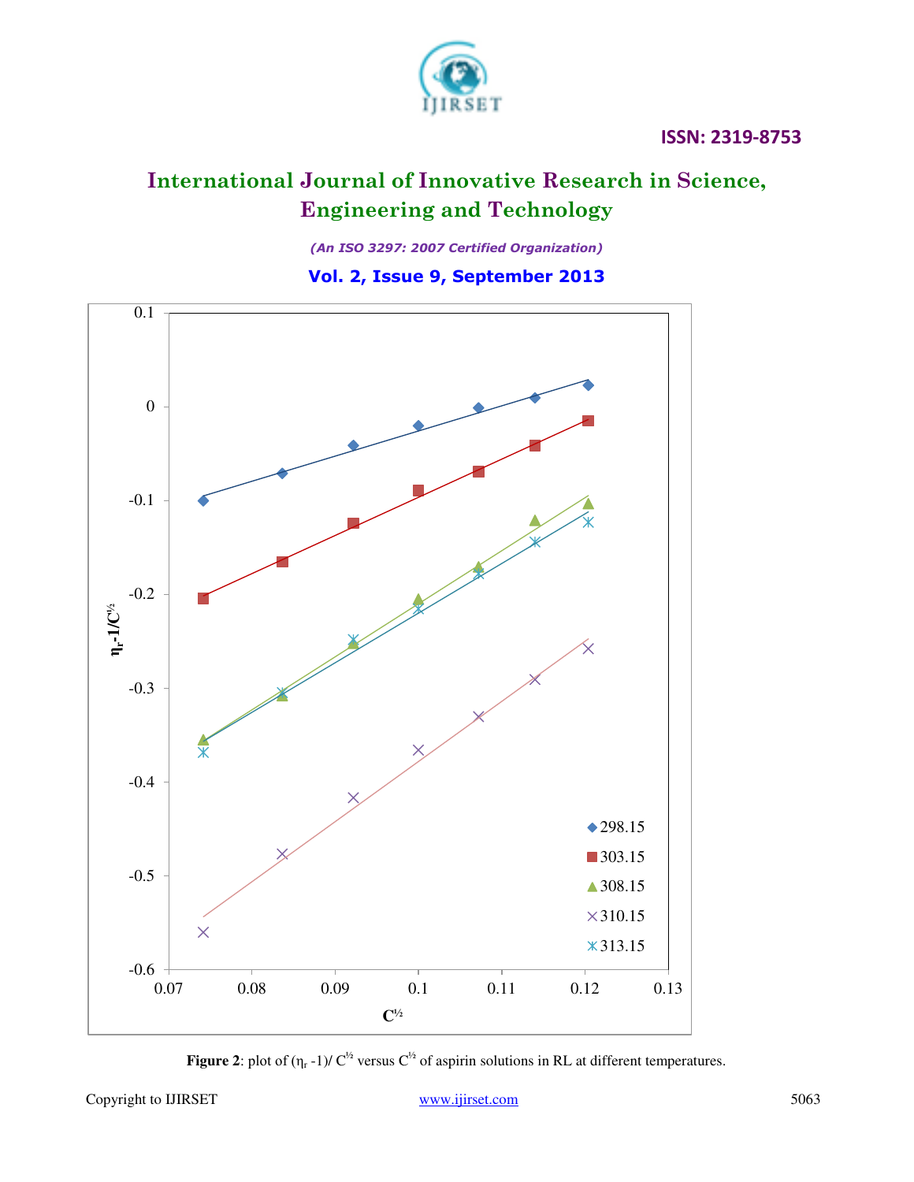Figure 2: plot of $(\eta_r - 1)/C^{½}$ versus $C^{½}$ of aspirin solutions in RL at different temperatures.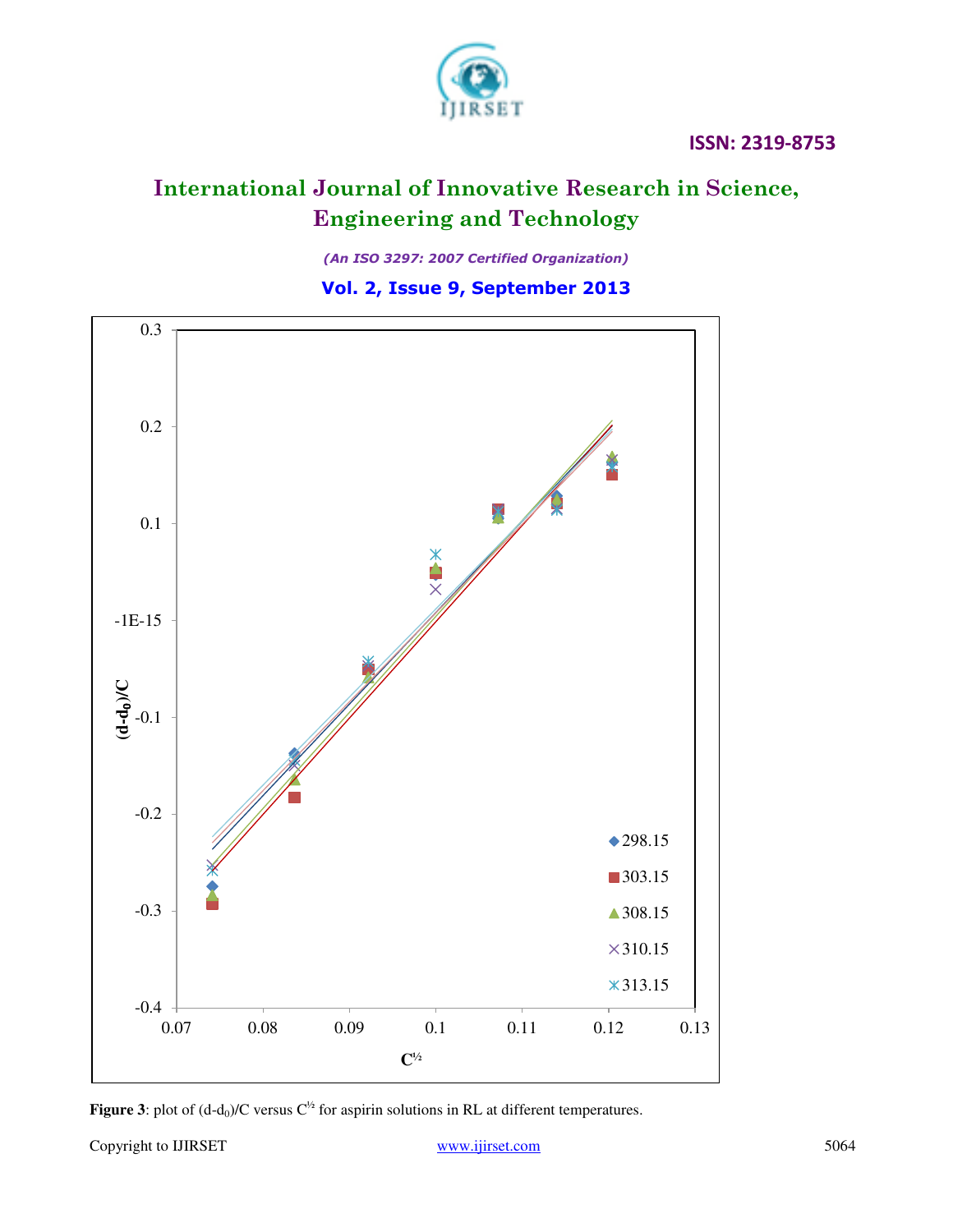**Figure 3**: plot of $(d-d_0)/C$ versus $C^{½}$ for aspirin solutions in RL at different temperatures.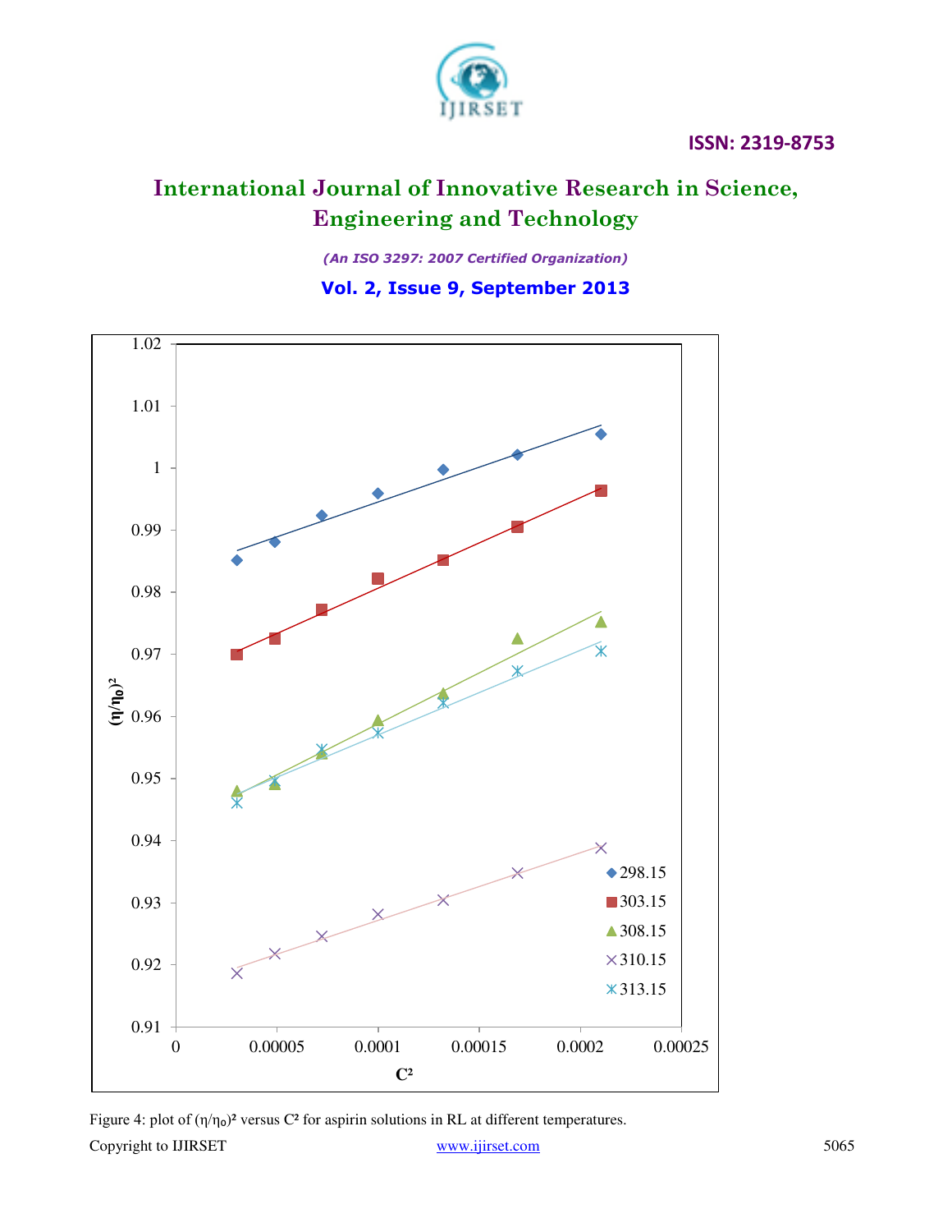Figure 4: plot of $(\eta/\eta_0)^2$ versus $C^2$ for aspirin solutions in RL at different temperatures.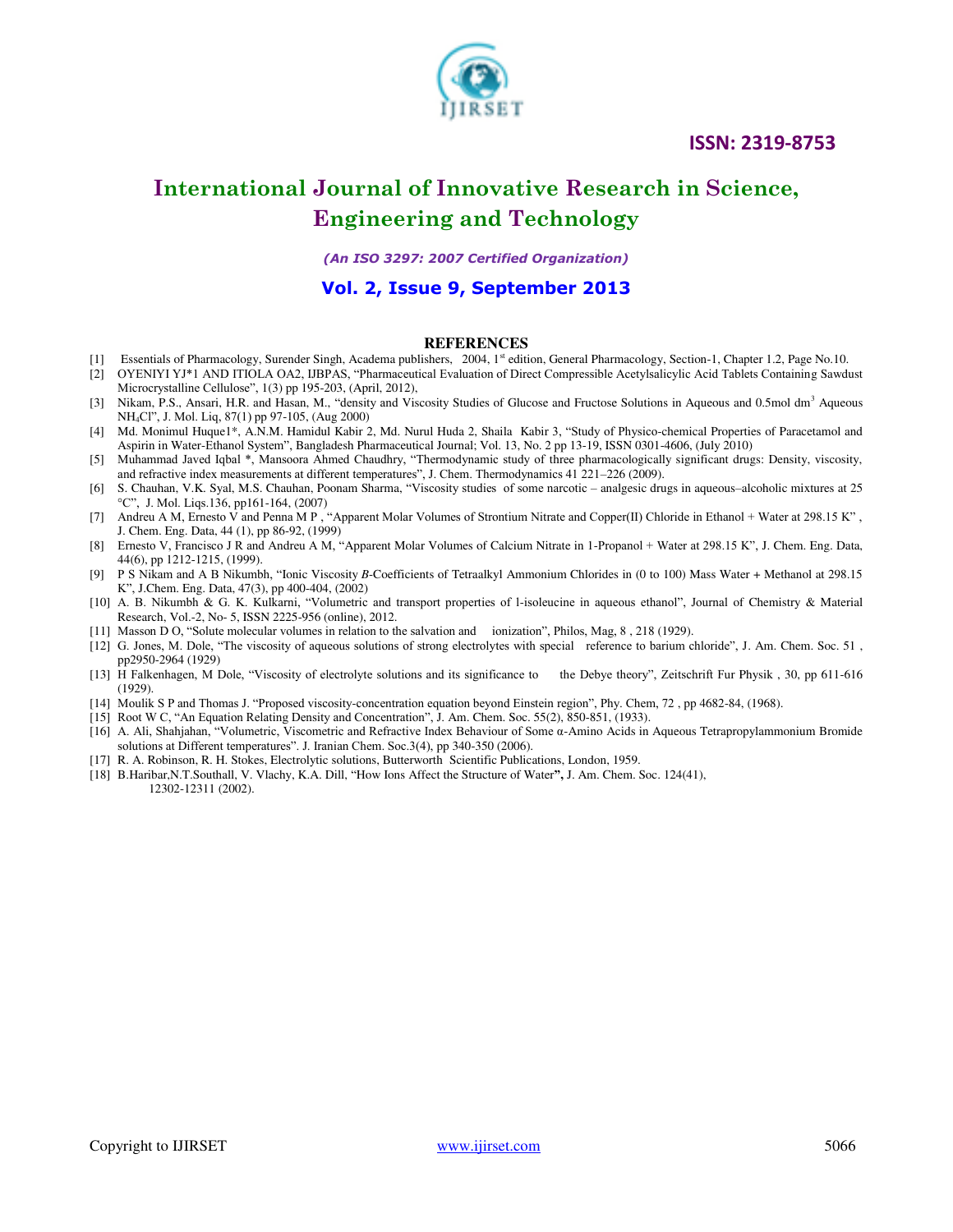## REFERENCES

[1] Essentials of Pharmacology, Surender Singh, Academa publishers, 2004, 1st edition, General Pharmacology, Section-1, Chapter 1.2, Page No.10.

[2] OYENIYI YJ*1 AND ITIOLA OA2, IJBPAS, "Pharmaceutical Evaluation of Direct Compressible Acetylsalicylic Acid Tablets Containing Sawdust Microcrystalline Cellulose", 1(3) pp 195-203, (April, 2012),

[3] Nikam, P.S., Ansari, H.R. and Hasan, M., "density and Viscosity Studies of Glucose and Fructose Solutions in Aqueous and 0.5mol $dm^3$ Aqueous $NH_4Cl$", J. Mol. Liq, 87(1) pp 97-105, (Aug 2000)

[4] Md. Monimul Huque1*, A.N.M. Hamidul Kabir 2, Md. Nurul Huda 2, Shaila Kabir 3, "Study of Physico-chemical Properties of Paracetamol and Aspirin in Water-Ethanol System", Bangladesh Pharmaceutical Journal; Vol. 13, No. 2 pp 13-19, ISSN 0301-4606, (July 2010)

[5] Muhammad Javed Iqbal *, Mansoora Ahmed Chaudhry, "Thermodynamic study of three pharmacologically significant drugs: Density, viscosity, and refractive index measurements at different temperatures", J. Chem. Thermodynamics 41 221–226 (2009).

[6] S. Chauhan, V.K. Syal, M.S. Chauhan, Poonam Sharma, "Viscosity studies of some narcotic – analgesic drugs in aqueous–alcoholic mixtures at 25 °C", J. Mol. Liqs.136, pp161-164, (2007)

[7] Andreu A M, Ernesto V and Penna M P , "Apparent Molar Volumes of Strontium Nitrate and Copper(II) Chloride in Ethanol + Water at 298.15 K" , J. Chem. Eng. Data, 44 (1), pp 86-92, (1999)

[8] Ernesto V, Francisco J R and Andreu A M, "Apparent Molar Volumes of Calcium Nitrate in 1-Propanol + Water at 298.15 K", J. Chem. Eng. Data, 44(6), pp 1212-1215, (1999).

[9] P S Nikam and A B Nikumbh, "Ionic Viscosity *B*-Coefficients of Tetraalkyl Ammonium Chlorides in (0 to 100) Mass Water + Methanol at 298.15 K", J.Chem. Eng. Data, 47(3), pp 400-404, (2002)

[10] A. B. Nikumbh & G. K. Kulkarni, "Volumetric and transport properties of l-isoleucine in aqueous ethanol", Journal of Chemistry & Material Research, Vol.-2, No- 5, ISSN 2225-956 (online), 2012.

[11] Masson D O, "Solute molecular volumes in relation to the salvation and ionization", Philos, Mag, 8 , 218 (1929).

[12] G. Jones, M. Dole, "The viscosity of aqueous solutions of strong electrolytes with special reference to barium chloride", J. Am. Chem. Soc. 51 , pp2950-2964 (1929)

[13] H Falkenhagen, M Dole, "Viscosity of electrolyte solutions and its significance to the Debye theory", Zeitschrift Fur Physik , 30, pp 611-616 (1929).

[14] Moulik S P and Thomas J. "Proposed viscosity-concentration equation beyond Einstein region", Phy. Chem, 72 , pp 4682-84, (1968).

[15] Root W C, "An Equation Relating Density and Concentration", J. Am. Chem. Soc. 55(2), 850-851, (1933).

[16] A. Ali, Shahjahan, "Volumetric, Viscometric and Refractive Index Behaviour of Some α-Amino Acids in Aqueous Tetrapropylammonium Bromide solutions at Different temperatures". J. Iranian Chem. Soc.3(4), pp 340-350 (2006).

[17] R. A. Robinson, R. H. Stokes, Electrolytic solutions, Butterworth Scientific Publications, London, 1959.

[18] B.Haribar,N.T.Southall, V. Vlachy, K.A. Dill, "How Ions Affect the Structure of Water**",** J. Am. Chem. Soc. 124(41), 12302-12311 (2002).